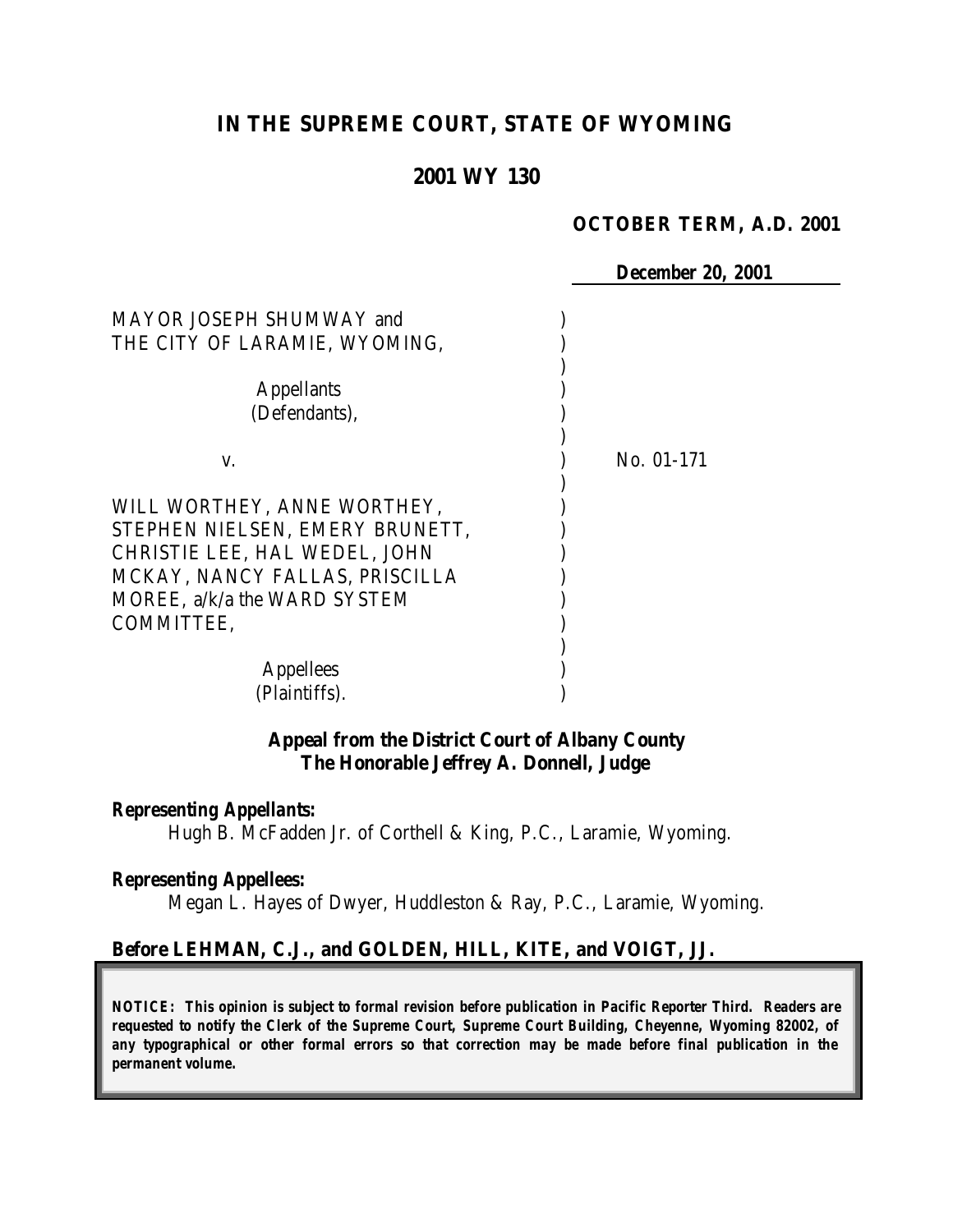# IN THE SUPREME COURT, STATE OF WYOMING

## 2001 WY 130

**OCTOBER TERM, A.D. 2001**

**December 20, 2001**

MAYOR JOSEPH SHUMWAY and THE CITY OF LARAMIE, WYOMING,

Appellants (Defendants),

v.

No. 01-171

WILL WORTHEY, ANNE WORTHEY, STEPHEN NIELSEN, EMERY BRUNETT, CHRISTIE LEE, HAL WEDEL, JOHN MCKAY, NANCY FALLAS, PRISCILLA MOREE, a/k/a the WARD SYSTEM COMMITTEE,

Appellees (Plaintiffs).

**Appeal from the District Court of Albany County**
**The Honorable Jeffrey A. Donnell, Judge**

***Representing Appellants:***

Hugh B. McFadden Jr. of Corthell & King, P.C., Laramie, Wyoming.

***Representing Appellees:***

Megan L. Hayes of Dwyer, Huddleston & Ray, P.C., Laramie, Wyoming.

**Before LEHMAN, C.J., and GOLDEN, HILL, KITE, and VOIGT, JJ.**

***NOTICE: This opinion is subject to formal revision before publication in Pacific Reporter Third. Readers are requested to notify the Clerk of the Supreme Court, Supreme Court Building, Cheyenne, Wyoming 82002, of any typographical or other formal errors so that correction may be made before final publication in the permanent volume.***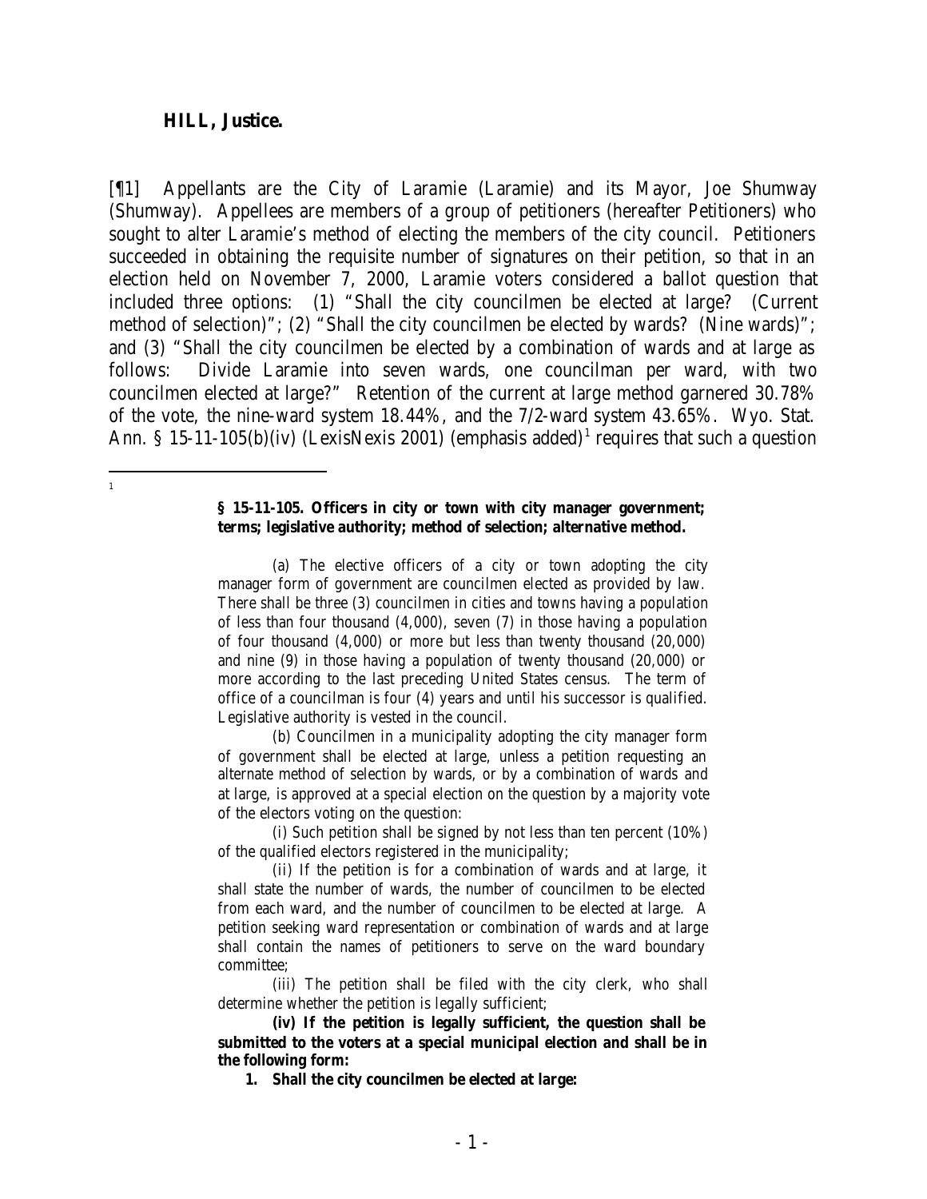**HILL, Justice.**

[¶1] Appellants are the City of Laramie (Laramie) and its Mayor, Joe Shumway (Shumway). Appellees are members of a group of petitioners (hereafter Petitioners) who sought to alter Laramie's method of electing the members of the city council. Petitioners succeeded in obtaining the requisite number of signatures on their petition, so that in an election held on November 7, 2000, Laramie voters considered a ballot question that included three options: (1) "Shall the city councilmen be elected at large? (Current method of selection)"; (2) "Shall the city councilmen be elected by wards? (Nine wards)"; and (3) "Shall the city councilmen be elected by a combination of wards and at large as follows: Divide Laramie into seven wards, one councilman per ward, with two councilmen elected at large?" Retention of the current at large method garnered 30.78% of the vote, the nine-ward system 18.44%, and the 7/2-ward system 43.65%. Wyo. Stat. Ann. § 15-11-105(b)(iv) (LexisNexis 2001) (emphasis added)[1] requires that such a question

---

[1]

> **§ 15-11-105. Officers in city or town with city manager government; terms; legislative authority; method of selection; alternative method.**
>
> (a) The elective officers of a city or town adopting the city manager form of government are councilmen elected as provided by law. There shall be three (3) councilmen in cities and towns having a population of less than four thousand (4,000), seven (7) in those having a population of four thousand (4,000) or more but less than twenty thousand (20,000) and nine (9) in those having a population of twenty thousand (20,000) or more according to the last preceding United States census. The term of office of a councilman is four (4) years and until his successor is qualified. Legislative authority is vested in the council.
>
> (b) Councilmen in a municipality adopting the city manager form of government shall be elected at large, unless a petition requesting an alternate method of selection by wards, or by a combination of wards and at large, is approved at a special election on the question by a majority vote of the electors voting on the question:
>
> (i) Such petition shall be signed by not less than ten percent (10%) of the qualified electors registered in the municipality;
>
> (ii) If the petition is for a combination of wards and at large, it shall state the number of wards, the number of councilmen to be elected from each ward, and the number of councilmen to be elected at large. A petition seeking ward representation or combination of wards and at large shall contain the names of petitioners to serve on the ward boundary committee;
>
> (iii) The petition shall be filed with the city clerk, who shall determine whether the petition is legally sufficient;
>
> **(iv) If the petition is legally sufficient, the question shall be submitted to the voters at a special municipal election and shall be in the following form:**
>
> **1. Shall the city councilmen be elected at large:**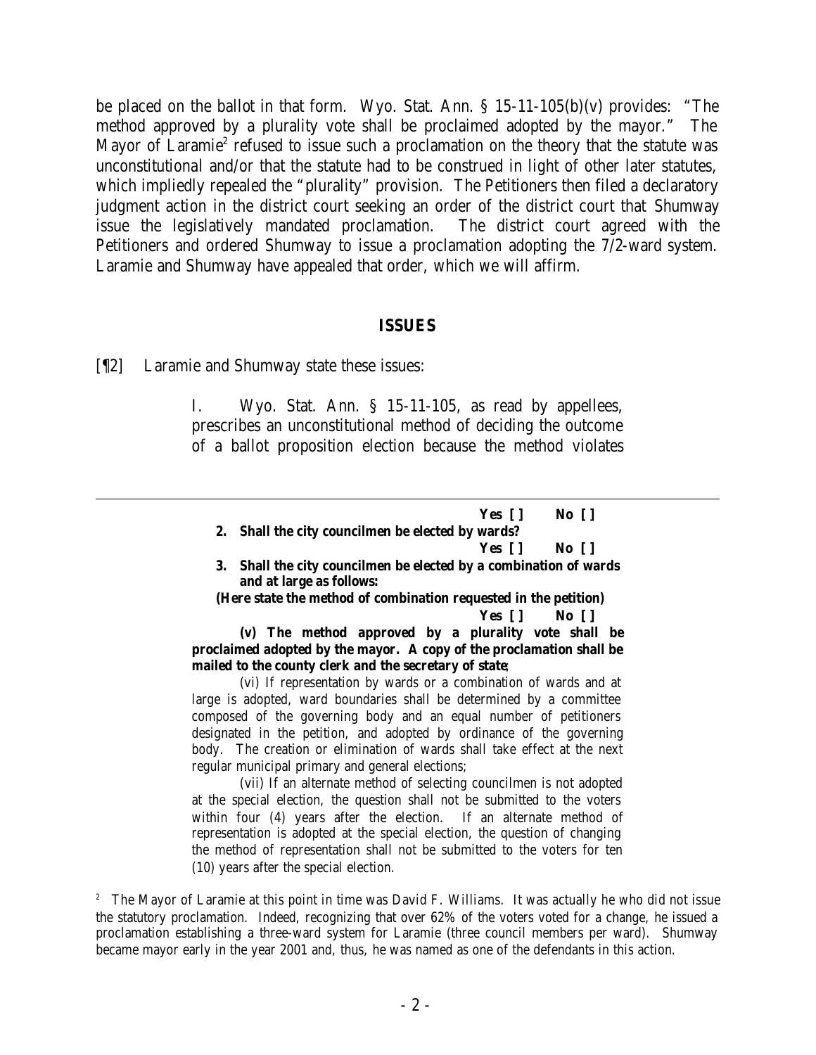be placed on the ballot in that form. Wyo. Stat. Ann. § 15-11-105(b)(v) provides: "The method approved by a plurality vote shall be proclaimed adopted by the mayor." The Mayor of Laramie[2] refused to issue such a proclamation on the theory that the statute was unconstitutional and/or that the statute had to be construed in light of other later statutes, which impliedly repealed the "plurality" provision. The Petitioners then filed a declaratory judgment action in the district court seeking an order of the district court that Shumway issue the legislatively mandated proclamation. The district court agreed with the Petitioners and ordered Shumway to issue a proclamation adopting the 7/2-ward system. Laramie and Shumway have appealed that order, which we will affirm.

## ISSUES

[¶2] Laramie and Shumway state these issues:

> I. Wyo. Stat. Ann. § 15-11-105, as read by appellees, prescribes an unconstitutional method of deciding the outcome of a ballot proposition election because the method violates

---

> **Yes [ ] No [ ]**
>
> **2. Shall the city councilmen be elected by wards?**
>
> **Yes [ ] No [ ]**
>
> **3. Shall the city councilmen be elected by a combination of wards and at large as follows:**
>
> **(Here state the method of combination requested in the petition)**
>
> **Yes [ ] No [ ]**
>
> **(v) The method approved by a plurality vote shall be proclaimed adopted by the mayor. A copy of the proclamation shall be mailed to the county clerk and the secretary of state**;
>
> (vi) If representation by wards or a combination of wards and at large is adopted, ward boundaries shall be determined by a committee composed of the governing body and an equal number of petitioners designated in the petition, and adopted by ordinance of the governing body. The creation or elimination of wards shall take effect at the next regular municipal primary and general elections;
>
> (vii) If an alternate method of selecting councilmen is not adopted at the special election, the question shall not be submitted to the voters within four (4) years after the election. If an alternate method of representation is adopted at the special election, the question of changing the method of representation shall not be submitted to the voters for ten (10) years after the special election.

[2] The Mayor of Laramie at this point in time was David F. Williams. It was actually he who did not issue the statutory proclamation. Indeed, recognizing that over 62% of the voters voted for a change, he issued a proclamation establishing a three-ward system for Laramie (three council members per ward). Shumway became mayor early in the year 2001 and, thus, he was named as one of the defendants in this action.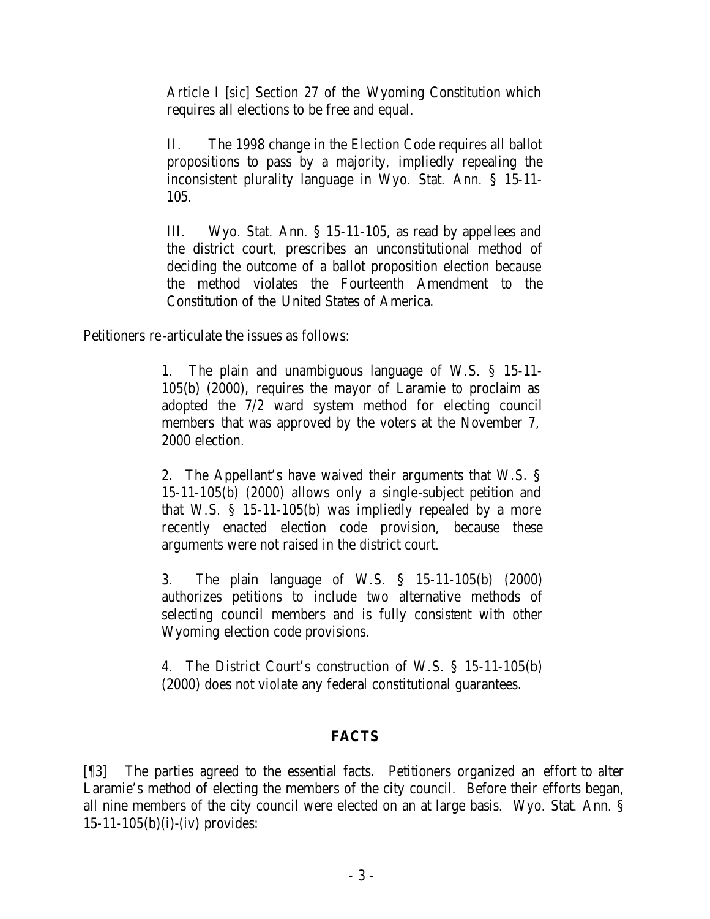> Article I [*sic*] Section 27 of the Wyoming Constitution which requires all elections to be free and equal.
>
> II. The 1998 change in the Election Code requires all ballot propositions to pass by a majority, impliedly repealing the inconsistent plurality language in Wyo. Stat. Ann. § 15-11-105.
>
> III. Wyo. Stat. Ann. § 15-11-105, as read by appellees and the district court, prescribes an unconstitutional method of deciding the outcome of a ballot proposition election because the method violates the Fourteenth Amendment to the Constitution of the United States of America.

Petitioners re-articulate the issues as follows:

> 1. The plain and unambiguous language of W.S. § 15-11-105(b) (2000), requires the mayor of Laramie to proclaim as adopted the 7/2 ward system method for electing council members that was approved by the voters at the November 7, 2000 election.
>
> 2. The Appellant's have waived their arguments that W.S. § 15-11-105(b) (2000) allows only a single-subject petition and that W.S. § 15-11-105(b) was impliedly repealed by a more recently enacted election code provision, because these arguments were not raised in the district court.
>
> 3. The plain language of W.S. § 15-11-105(b) (2000) authorizes petitions to include two alternative methods of selecting council members and is fully consistent with other Wyoming election code provisions.
>
> 4. The District Court's construction of W.S. § 15-11-105(b) (2000) does not violate any federal constitutional guarantees.

## FACTS

[¶3] The parties agreed to the essential facts. Petitioners organized an effort to alter Laramie's method of electing the members of the city council. Before their efforts began, all nine members of the city council were elected on an at large basis. Wyo. Stat. Ann. § 15-11-105(b)(i)-(iv) provides: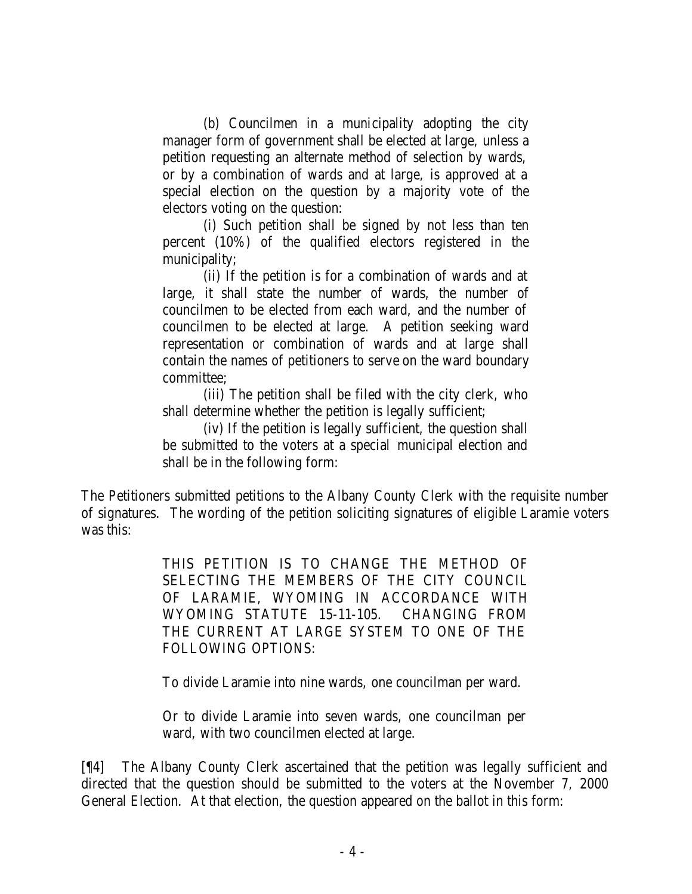> (b) Councilmen in a municipality adopting the city manager form of government shall be elected at large, unless a petition requesting an alternate method of selection by wards, or by a combination of wards and at large, is approved at a special election on the question by a majority vote of the electors voting on the question:
>
> (i) Such petition shall be signed by not less than ten percent (10%) of the qualified electors registered in the municipality;
>
> (ii) If the petition is for a combination of wards and at large, it shall state the number of wards, the number of councilmen to be elected from each ward, and the number of councilmen to be elected at large. A petition seeking ward representation or combination of wards and at large shall contain the names of petitioners to serve on the ward boundary committee;
>
> (iii) The petition shall be filed with the city clerk, who shall determine whether the petition is legally sufficient;
>
> (iv) If the petition is legally sufficient, the question shall be submitted to the voters at a special municipal election and shall be in the following form:

The Petitioners submitted petitions to the Albany County Clerk with the requisite number of signatures. The wording of the petition soliciting signatures of eligible Laramie voters was this:

> THIS PETITION IS TO CHANGE THE METHOD OF SELECTING THE MEMBERS OF THE CITY COUNCIL OF LARAMIE, WYOMING IN ACCORDANCE WITH WYOMING STATUTE 15-11-105. CHANGING FROM THE CURRENT AT LARGE SYSTEM TO ONE OF THE FOLLOWING OPTIONS:
>
> To divide Laramie into nine wards, one councilman per ward.
>
> Or to divide Laramie into seven wards, one councilman per ward, with two councilmen elected at large.

[¶4] The Albany County Clerk ascertained that the petition was legally sufficient and directed that the question should be submitted to the voters at the November 7, 2000 General Election. At that election, the question appeared on the ballot in this form: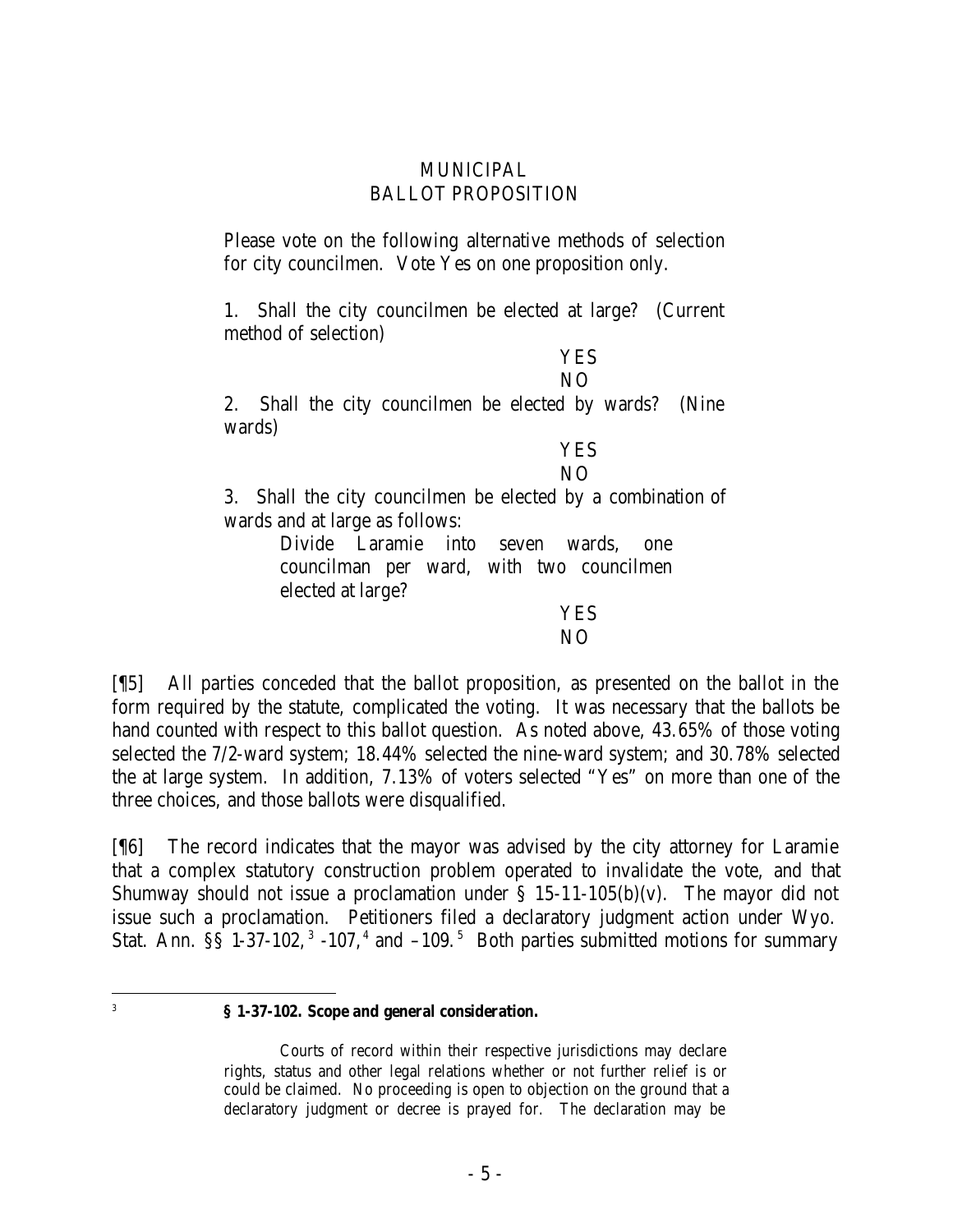MUNICIPAL
BALLOT PROPOSITION

> Please vote on the following alternative methods of selection for city councilmen. Vote Yes on one proposition only.
>
> 1. Shall the city councilmen be elected at large? (Current method of selection)
>
> YES
> NO
>
> 2. Shall the city councilmen be elected by wards? (Nine wards)
>
> YES
> NO
>
> 3. Shall the city councilmen be elected by a combination of wards and at large as follows:
>
> > Divide Laramie into seven wards, one councilman per ward, with two councilmen elected at large?
>
> YES
> NO

[¶5] All parties conceded that the ballot proposition, as presented on the ballot in the form required by the statute, complicated the voting. It was necessary that the ballots be hand counted with respect to this ballot question. As noted above, 43.65% of those voting selected the 7/2-ward system; 18.44% selected the nine-ward system; and 30.78% selected the at large system. In addition, 7.13% of voters selected "Yes" on more than one of the three choices, and those ballots were disqualified.

[¶6] The record indicates that the mayor was advised by the city attorney for Laramie that a complex statutory construction problem operated to invalidate the vote, and that Shumway should not issue a proclamation under § 15-11-105(b)(v). The mayor did not issue such a proclamation. Petitioners filed a declaratory judgment action under Wyo. Stat. Ann. §§ 1-37-102,[3] -107,[4] and –109.[5] Both parties submitted motions for summary

---

[3] **§ 1-37-102. Scope and general consideration.**

> Courts of record within their respective jurisdictions may declare rights, status and other legal relations whether or not further relief is or could be claimed. No proceeding is open to objection on the ground that a declaratory judgment or decree is prayed for. The declaration may be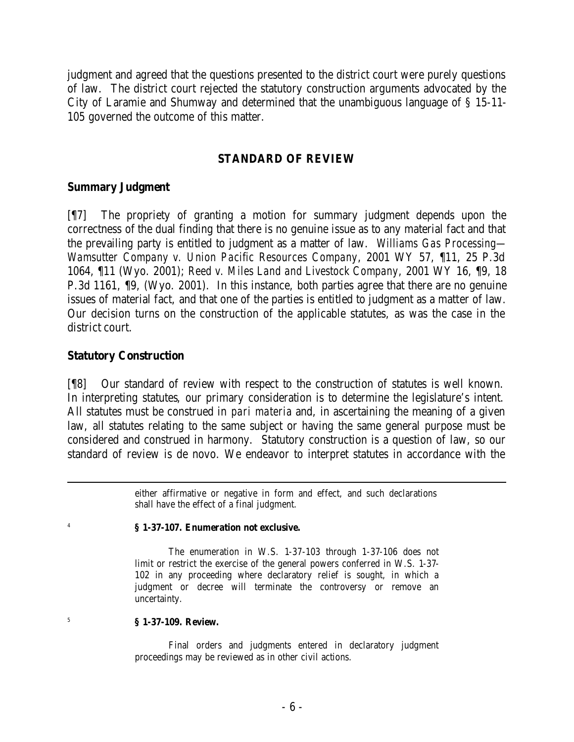judgment and agreed that the questions presented to the district court were purely questions of law. The district court rejected the statutory construction arguments advocated by the City of Laramie and Shumway and determined that the unambiguous language of § 15-11-105 governed the outcome of this matter.

## STANDARD OF REVIEW

### Summary Judgment

[¶7] The propriety of granting a motion for summary judgment depends upon the correctness of the dual finding that there is no genuine issue as to any material fact and that the prevailing party is entitled to judgment as a matter of law. *Williams Gas Processing—Wamsutter Company v. Union Pacific Resources Company*, 2001 WY 57, ¶11, 25 P.3d 1064, ¶11 (Wyo. 2001); *Reed v. Miles Land and Livestock Company*, 2001 WY 16, ¶9, 18 P.3d 1161, ¶9, (Wyo. 2001). In this instance, both parties agree that there are no genuine issues of material fact, and that one of the parties is entitled to judgment as a matter of law. Our decision turns on the construction of the applicable statutes, as was the case in the district court.

### Statutory Construction

[¶8] Our standard of review with respect to the construction of statutes is well known. In interpreting statutes, our primary consideration is to determine the legislature's intent. All statutes must be construed *in pari materia* and, in ascertaining the meaning of a given law, all statutes relating to the same subject or having the same general purpose must be considered and construed in harmony. Statutory construction is a question of law, so our standard of review is de novo. We endeavor to interpret statutes in accordance with the

---

either affirmative or negative in form and effect, and such declarations shall have the effect of a final judgment.

[4] **§ 1-37-107. Enumeration not exclusive.**

The enumeration in W.S. 1-37-103 through 1-37-106 does not limit or restrict the exercise of the general powers conferred in W.S. 1-37-102 in any proceeding where declaratory relief is sought, in which a judgment or decree will terminate the controversy or remove an uncertainty.

[5] **§ 1-37-109. Review.**

Final orders and judgments entered in declaratory judgment proceedings may be reviewed as in other civil actions.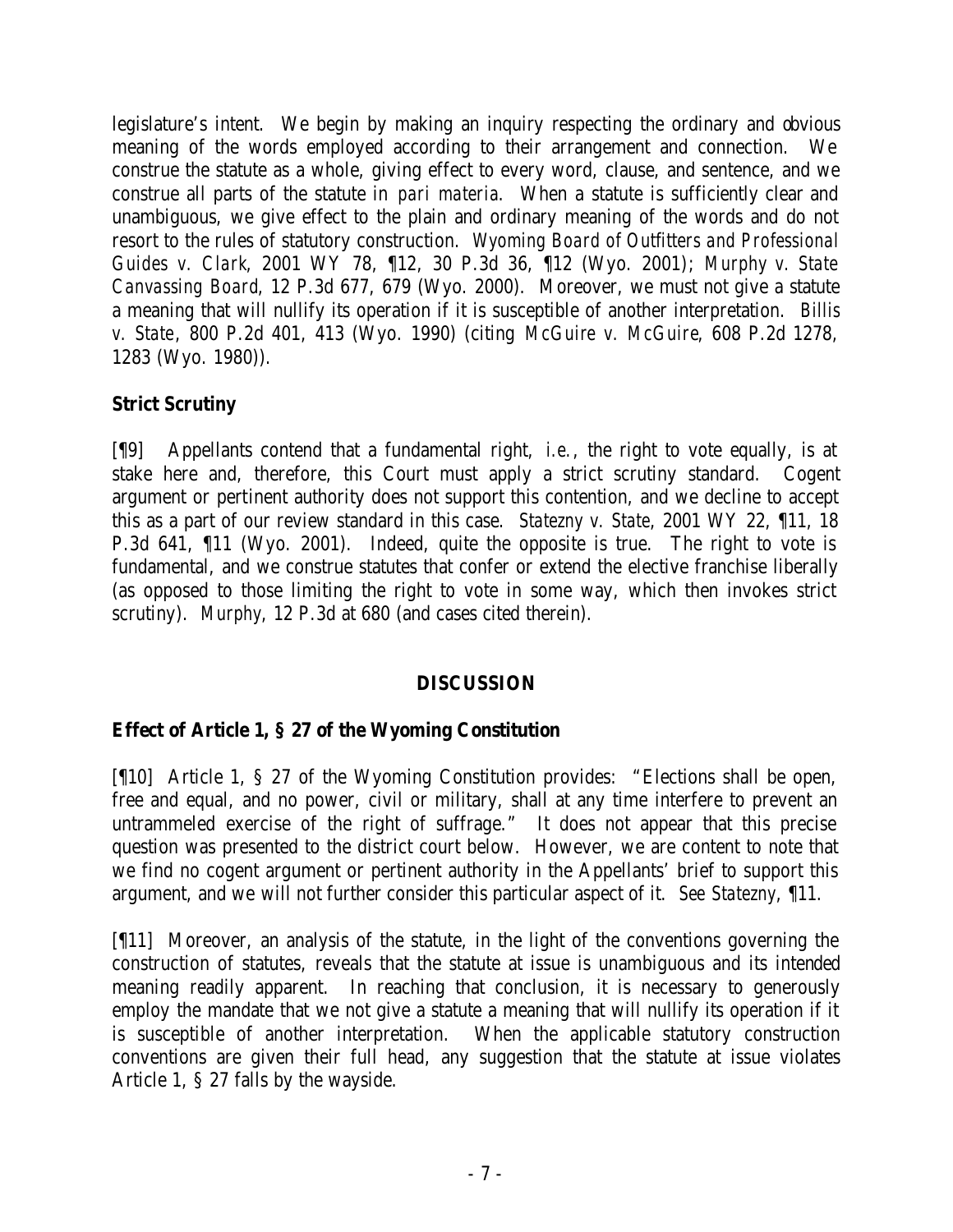legislature's intent. We begin by making an inquiry respecting the ordinary and obvious meaning of the words employed according to their arrangement and connection. We construe the statute as a whole, giving effect to every word, clause, and sentence, and we construe all parts of the statute in *pari materia*. When a statute is sufficiently clear and unambiguous, we give effect to the plain and ordinary meaning of the words and do not resort to the rules of statutory construction. *Wyoming Board of Outfitters and Professional Guides v. Clark*, 2001 WY 78, ¶12, 30 P.3d 36, ¶12 (Wyo. 2001); *Murphy v. State Canvassing Board*, 12 P.3d 677, 679 (Wyo. 2000). Moreover, we must not give a statute a meaning that will nullify its operation if it is susceptible of another interpretation. *Billis v. State*, 800 P.2d 401, 413 (Wyo. 1990) (citing *McGuire v. McGuire*, 608 P.2d 1278, 1283 (Wyo. 1980)).

**Strict Scrutiny**

[¶9] Appellants contend that a fundamental right, *i.e.*, the right to vote equally, is at stake here and, therefore, this Court must apply a strict scrutiny standard. Cogent argument or pertinent authority does not support this contention, and we decline to accept this as a part of our review standard in this case. *Statezny v. State*, 2001 WY 22, ¶11, 18 P.3d 641, ¶11 (Wyo. 2001). Indeed, quite the opposite is true. The right to vote is fundamental, and we construe statutes that confer or extend the elective franchise liberally (as opposed to those limiting the right to vote in some way, which then invokes strict scrutiny). *Murphy*, 12 P.3d at 680 (and cases cited therein).

## DISCUSSION

**Effect of Article 1, § 27 of the Wyoming Constitution**

[¶10] Article 1, § 27 of the Wyoming Constitution provides: "Elections shall be open, free and equal, and no power, civil or military, shall at any time interfere to prevent an untrammeled exercise of the right of suffrage." It does not appear that this precise question was presented to the district court below. However, we are content to note that we find no cogent argument or pertinent authority in the Appellants' brief to support this argument, and we will not further consider this particular aspect of it. *See Statezny*, ¶11.

[¶11] Moreover, an analysis of the statute, in the light of the conventions governing the construction of statutes, reveals that the statute at issue is unambiguous and its intended meaning readily apparent. In reaching that conclusion, it is necessary to generously employ the mandate that we not give a statute a meaning that will nullify its operation if it is susceptible of another interpretation. When the applicable statutory construction conventions are given their full head, any suggestion that the statute at issue violates Article 1, § 27 falls by the wayside.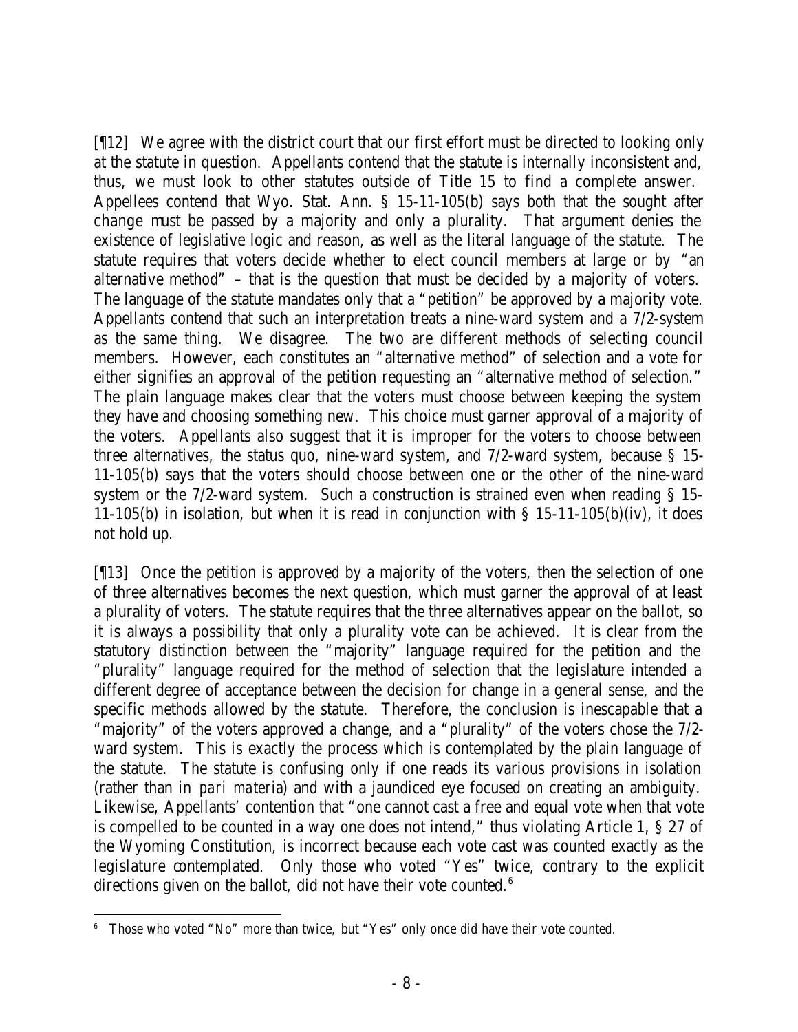[¶12] We agree with the district court that our first effort must be directed to looking only at the statute in question. Appellants contend that the statute is internally inconsistent and, thus, we must look to other statutes outside of Title 15 to find a complete answer. Appellees contend that Wyo. Stat. Ann. § 15-11-105(b) says both that the sought after change must be passed by a majority and only a plurality. That argument denies the existence of legislative logic and reason, as well as the literal language of the statute. The statute requires that voters decide whether to elect council members at large or by "an alternative method" – that is the question that must be decided by a majority of voters. The language of the statute mandates only that a "petition" be approved by a majority vote. Appellants contend that such an interpretation treats a nine-ward system and a 7/2-system as the same thing. We disagree. The two are different methods of selecting council members. However, each constitutes an "alternative method" of selection and a vote for either signifies an approval of the petition requesting an "alternative method of selection." The plain language makes clear that the voters must choose between keeping the system they have and choosing something new. This choice must garner approval of a majority of the voters. Appellants also suggest that it is improper for the voters to choose between three alternatives, the status quo, nine-ward system, and 7/2-ward system, because § 15-11-105(b) says that the voters should choose between one or the other of the nine-ward system or the 7/2-ward system. Such a construction is strained even when reading § 15-11-105(b) in isolation, but when it is read in conjunction with § 15-11-105(b)(iv), it does not hold up.

[¶13] Once the petition is approved by a majority of the voters, then the selection of one of three alternatives becomes the next question, which must garner the approval of at least a plurality of voters. The statute requires that the three alternatives appear on the ballot, so it is always a possibility that only a plurality vote can be achieved. It is clear from the statutory distinction between the "majority" language required for the petition and the "plurality" language required for the method of selection that the legislature intended a different degree of acceptance between the decision for change in a general sense, and the specific methods allowed by the statute. Therefore, the conclusion is inescapable that a "majority" of the voters approved a change, and a "plurality" of the voters chose the 7/2-ward system. This is exactly the process which is contemplated by the plain language of the statute. The statute is confusing only if one reads its various provisions in isolation (rather than in *pari materia*) and with a jaundiced eye focused on creating an ambiguity. Likewise, Appellants' contention that "one cannot cast a free and equal vote when that vote is compelled to be counted in a way one does not intend," thus violating Article 1, § 27 of the Wyoming Constitution, is incorrect because each vote cast was counted exactly as the legislature contemplated. Only those who voted "Yes" twice, contrary to the explicit directions given on the ballot, did not have their vote counted.[6]

[6] Those who voted "No" more than twice, but "Yes" only once did have their vote counted.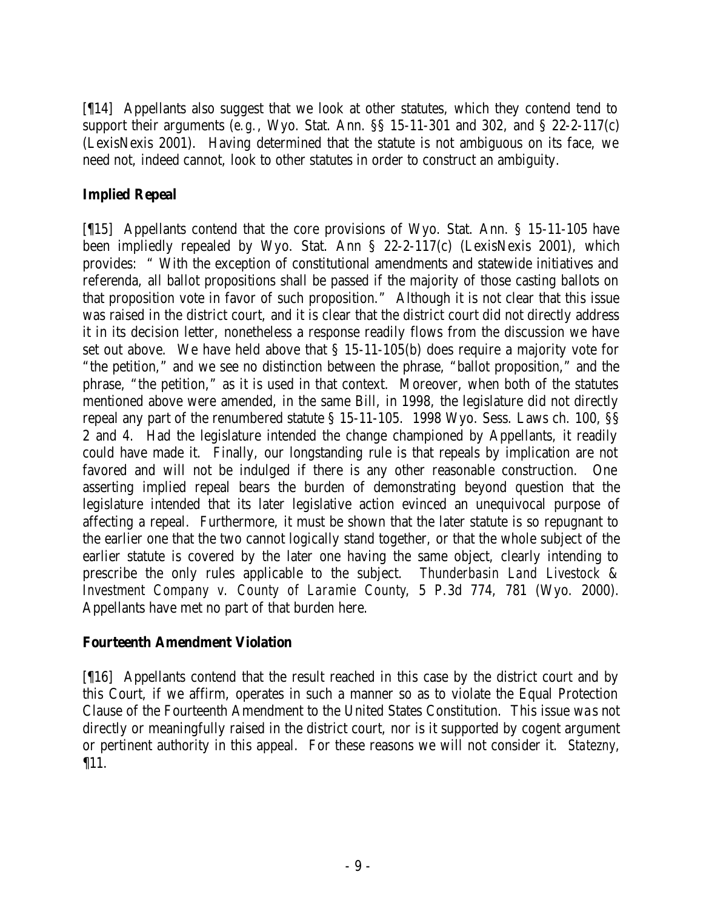[¶14] Appellants also suggest that we look at other statutes, which they contend tend to support their arguments (*e.g.*, Wyo. Stat. Ann. §§ 15-11-301 and 302, and § 22-2-117(c) (LexisNexis 2001). Having determined that the statute is not ambiguous on its face, we need not, indeed cannot, look to other statutes in order to construct an ambiguity.

**Implied Repeal**

[¶15] Appellants contend that the core provisions of Wyo. Stat. Ann. § 15-11-105 have been impliedly repealed by Wyo. Stat. Ann § 22-2-117(c) (LexisNexis 2001), which provides: " With the exception of constitutional amendments and statewide initiatives and referenda, all ballot propositions shall be passed if the majority of those casting ballots on that proposition vote in favor of such proposition." Although it is not clear that this issue was raised in the district court, and it is clear that the district court did not directly address it in its decision letter, nonetheless a response readily flows from the discussion we have set out above. We have held above that § 15-11-105(b) does require a majority vote for "the petition," and we see no distinction between the phrase, "ballot proposition," and the phrase, "the petition," as it is used in that context. Moreover, when both of the statutes mentioned above were amended, in the same Bill, in 1998, the legislature did not directly repeal any part of the renumbered statute § 15-11-105. 1998 Wyo. Sess. Laws ch. 100, §§ 2 and 4. Had the legislature intended the change championed by Appellants, it readily could have made it. Finally, our longstanding rule is that repeals by implication are not favored and will not be indulged if there is any other reasonable construction. One asserting implied repeal bears the burden of demonstrating beyond question that the legislature intended that its later legislative action evinced an unequivocal purpose of affecting a repeal. Furthermore, it must be shown that the later statute is so repugnant to the earlier one that the two cannot logically stand together, or that the whole subject of the earlier statute is covered by the later one having the same object, clearly intending to prescribe the only rules applicable to the subject. *Thunderbasin Land Livestock & Investment Company v. County of Laramie County*, 5 P.3d 774, 781 (Wyo. 2000). Appellants have met no part of that burden here.

**Fourteenth Amendment Violation**

[¶16] Appellants contend that the result reached in this case by the district court and by this Court, if we affirm, operates in such a manner so as to violate the Equal Protection Clause of the Fourteenth Amendment to the United States Constitution. This issue was not directly or meaningfully raised in the district court, nor is it supported by cogent argument or pertinent authority in this appeal. For these reasons we will not consider it. *Statezny*, ¶11.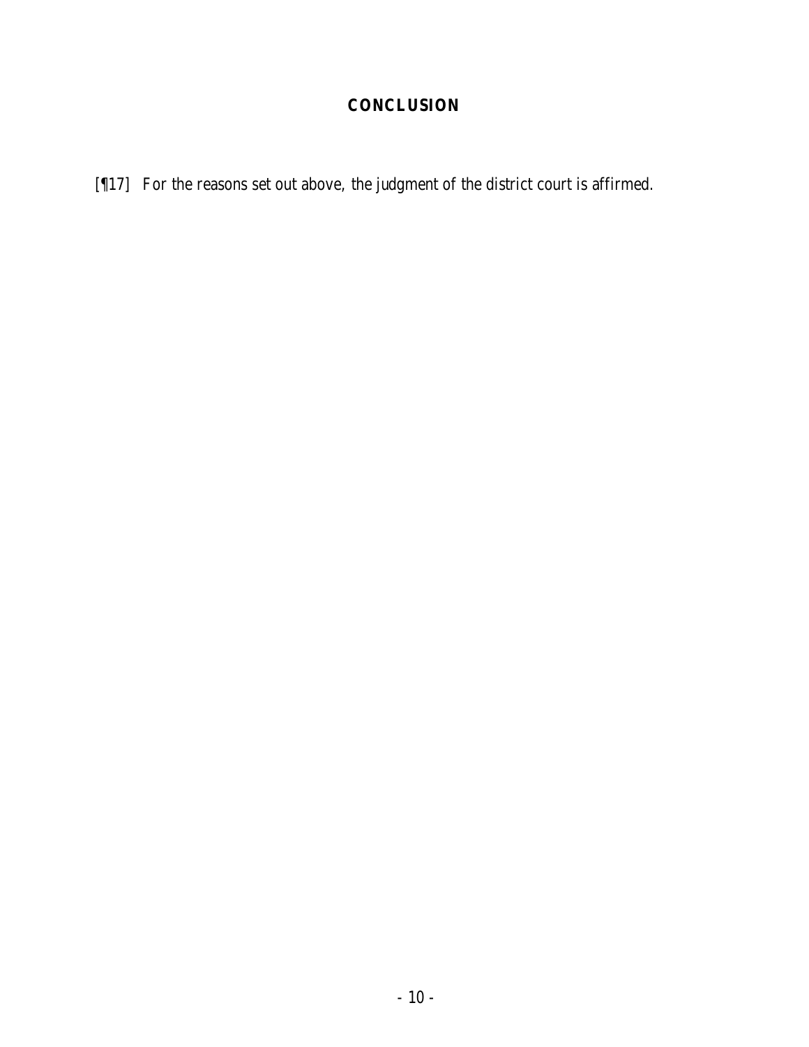## CONCLUSION

[¶17] For the reasons set out above, the judgment of the district court is affirmed.